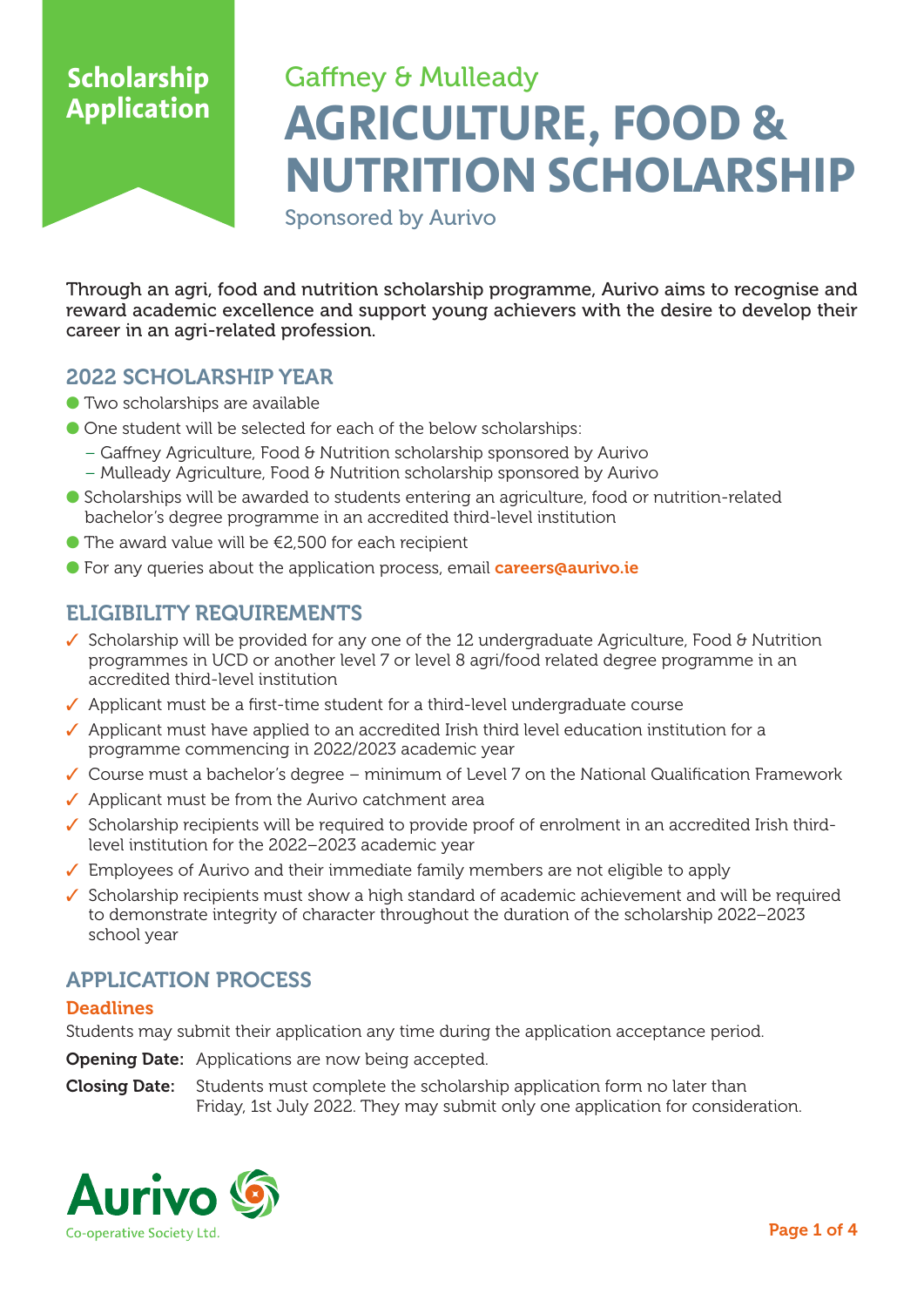**Scholarship Application**

Gaffney & Mulleady

# AGRICULTURE, FOOD & NUTRITION SCHOLARSHIP

Sponsored by Aurivo

Through an agri, food and nutrition scholarship programme, Aurivo aims to recognise and reward academic excellence and support young achievers with the desire to develop their career in an agri-related profession.

## 2022 SCHOLARSHIP YEAR

- Two scholarships are available
- One student will be selected for each of the below scholarships:
  - Gaffney Agriculture, Food & Nutrition scholarship sponsored by Aurivo
  - Mulleady Agriculture, Food & Nutrition scholarship sponsored by Aurivo
- Scholarships will be awarded to students entering an agriculture, food or nutrition-related bachelor's degree programme in an accredited third-level institution
- The award value will be €2,500 for each recipient
- For any queries about the application process, email **careers@aurivo.ie**

## ELIGIBILITY REQUIREMENTS

- ✓ Scholarship will be provided for any one of the 12 undergraduate Agriculture, Food & Nutrition programmes in UCD or another level 7 or level 8 agri/food related degree programme in an accredited third-level institution
- ✓ Applicant must be a first-time student for a third-level undergraduate course
- ✓ Applicant must have applied to an accredited Irish third level education institution for a programme commencing in 2022/2023 academic year
- ✓ Course must a bachelor's degree – minimum of Level 7 on the National Qualification Framework
- ✓ Applicant must be from the Aurivo catchment area
- ✓ Scholarship recipients will be required to provide proof of enrolment in an accredited Irish third-level institution for the 2022–2023 academic year
- ✓ Employees of Aurivo and their immediate family members are not eligible to apply
- ✓ Scholarship recipients must show a high standard of academic achievement and will be required to demonstrate integrity of character throughout the duration of the scholarship 2022–2023 school year

## APPLICATION PROCESS

### Deadlines

Students may submit their application any time during the application acceptance period.

**Opening Date:** Applications are now being accepted.

**Closing Date:** Students must complete the scholarship application form no later than Friday, 1st July 2022. They may submit only one application for consideration.

Aurivo
Co-operative Society Ltd.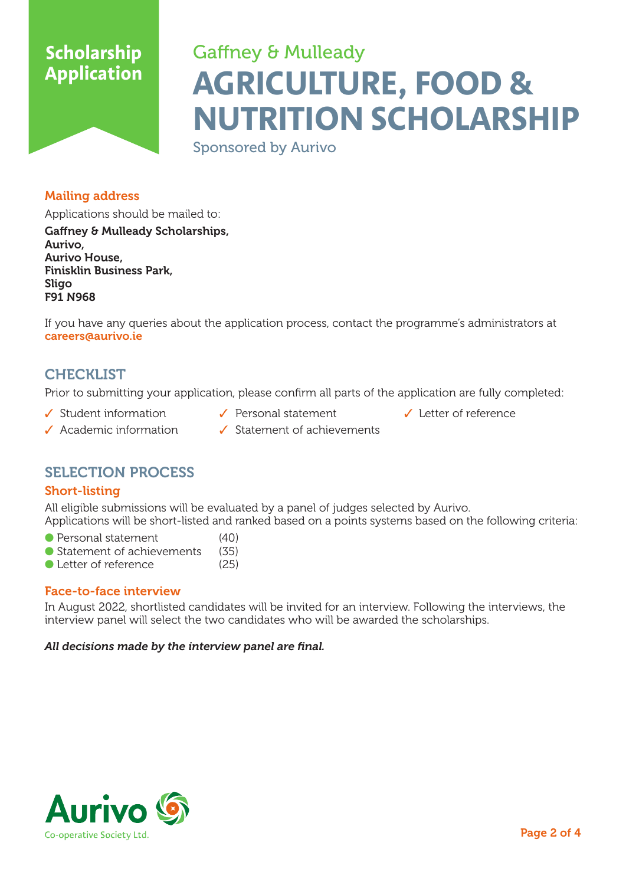Scholarship Application

Gaffney & Mulleady

# AGRICULTURE, FOOD & NUTRITION SCHOLARSHIP

Sponsored by Aurivo

### Mailing address

Applications should be mailed to:

**Gaffney & Mulleady Scholarships,**
**Aurivo,**
**Aurivo House,**
**Finisklin Business Park,**
**Sligo**
**F91 N968**

If you have any queries about the application process, contact the programme's administrators at **careers@aurivo.ie**

## CHECKLIST

Prior to submitting your application, please confirm all parts of the application are fully completed:

- ✓ Student information
- ✓ Academic information
- ✓ Personal statement
- ✓ Statement of achievements
- ✓ Letter of reference

## SELECTION PROCESS

### Short-listing

All eligible submissions will be evaluated by a panel of judges selected by Aurivo.
Applications will be short-listed and ranked based on a points systems based on the following criteria:

- Personal statement (40)
- Statement of achievements (35)
- Letter of reference (25)

### Face-to-face interview

In August 2022, shortlisted candidates will be invited for an interview. Following the interviews, the interview panel will select the two candidates who will be awarded the scholarships.

***All decisions made by the interview panel are final.***

Aurivo
Co-operative Society Ltd.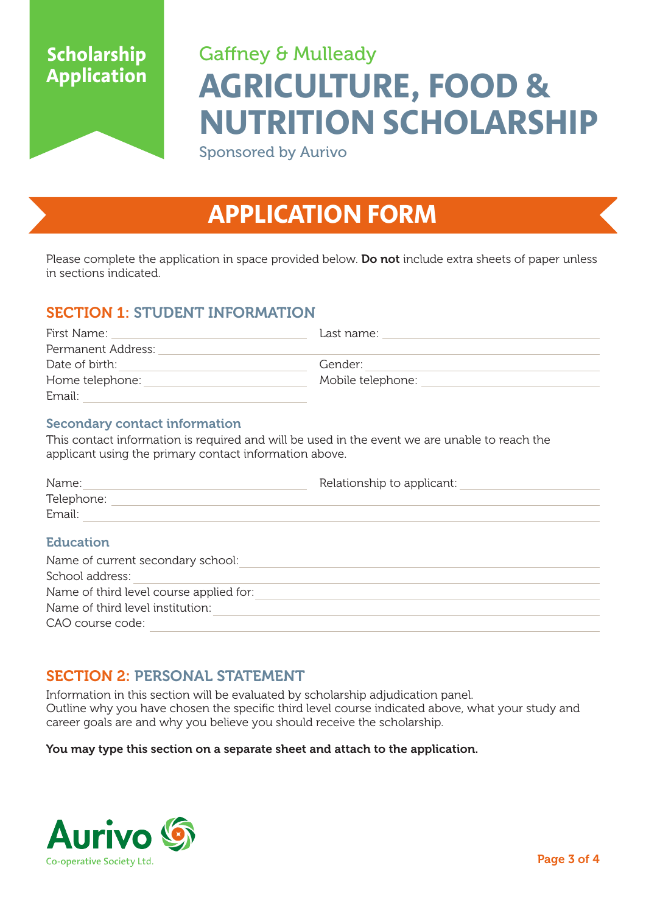Scholarship Application

Gaffney & Mulleady

# AGRICULTURE, FOOD & NUTRITION SCHOLARSHIP

Sponsored by Aurivo

## APPLICATION FORM

Please complete the application in space provided below. **Do not** include extra sheets of paper unless in sections indicated.

## SECTION 1: STUDENT INFORMATION

First Name: ______________________ Last name: ______________________

Permanent Address: ______________________________________________

Date of birth: ______________________ Gender: ______________________

Home telephone: ______________________ Mobile telephone: ______________________

Email: ______________________

### Secondary contact information

This contact information is required and will be used in the event we are unable to reach the applicant using the primary contact information above.

Name: ______________________ Relationship to applicant: ______________________

Telephone: ______________________________________________

Email: ______________________________________________

### Education

Name of current secondary school: ______________________________________________

School address: ______________________________________________

Name of third level course applied for: ______________________________________________

Name of third level institution: ______________________________________________

CAO course code: ______________________________________________

## SECTION 2: PERSONAL STATEMENT

Information in this section will be evaluated by scholarship adjudication panel.
Outline why you have chosen the specific third level course indicated above, what your study and career goals are and why you believe you should receive the scholarship.

**You may type this section on a separate sheet and attach to the application.**

Aurivo Co-operative Society Ltd.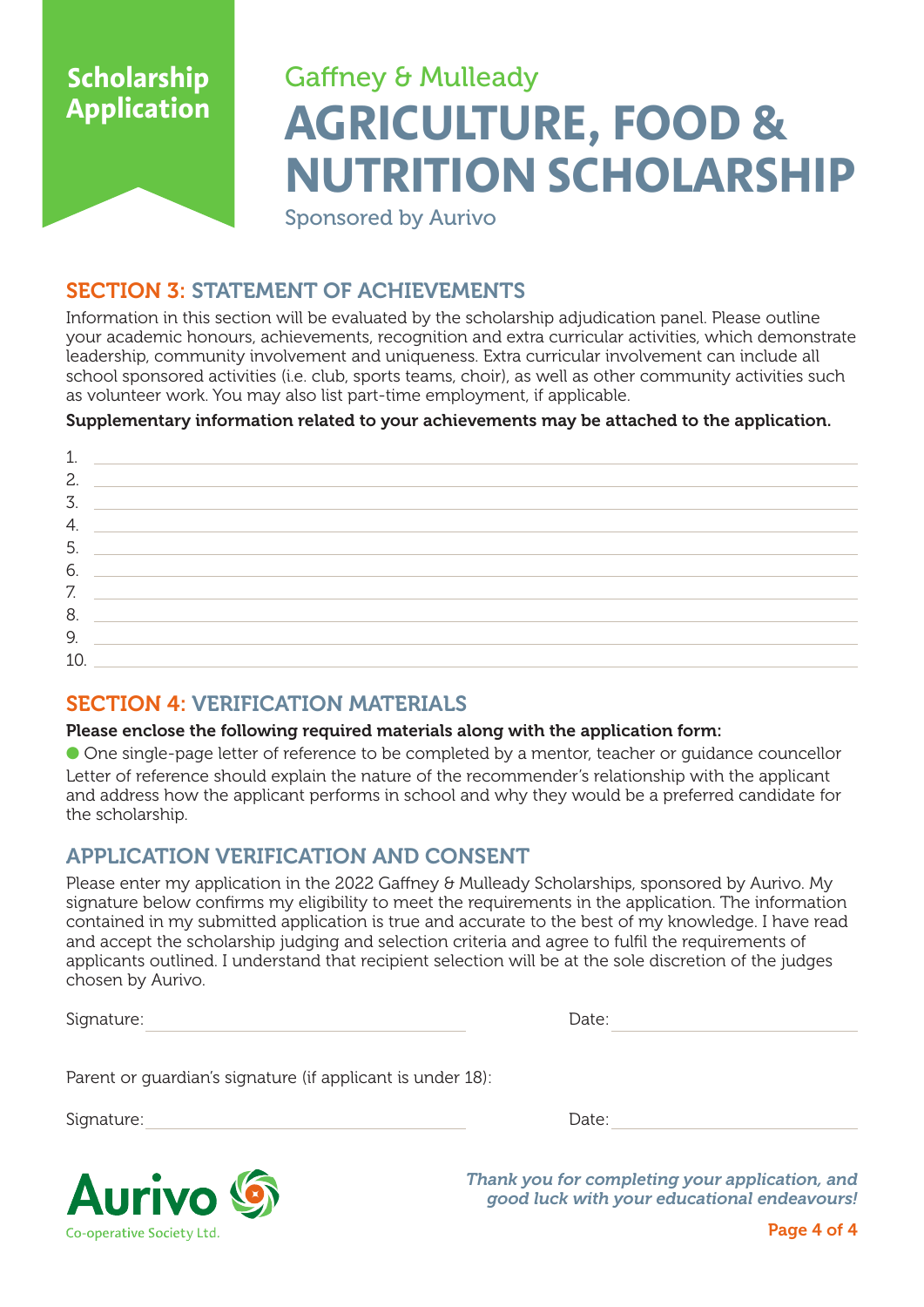**Scholarship Application**

Gaffney & Mulleady

# AGRICULTURE, FOOD & NUTRITION SCHOLARSHIP

Sponsored by Aurivo

## SECTION 3: STATEMENT OF ACHIEVEMENTS

Information in this section will be evaluated by the scholarship adjudication panel. Please outline your academic honours, achievements, recognition and extra curricular activities, which demonstrate leadership, community involvement and uniqueness. Extra curricular involvement can include all school sponsored activities (i.e. club, sports teams, choir), as well as other community activities such as volunteer work. You may also list part-time employment, if applicable.

**Supplementary information related to your achievements may be attached to the application.**

1. ______________________________
2. ______________________________
3. ______________________________
4. ______________________________
5. ______________________________
6. ______________________________
7. ______________________________
8. ______________________________
9. ______________________________
10. ______________________________

## SECTION 4: VERIFICATION MATERIALS

**Please enclose the following required materials along with the application form:**

- One single-page letter of reference to be completed by a mentor, teacher or guidance councellor

Letter of reference should explain the nature of the recommender's relationship with the applicant and address how the applicant performs in school and why they would be a preferred candidate for the scholarship.

## APPLICATION VERIFICATION AND CONSENT

Please enter my application in the 2022 Gaffney & Mulleady Scholarships, sponsored by Aurivo. My signature below confirms my eligibility to meet the requirements in the application. The information contained in my submitted application is true and accurate to the best of my knowledge. I have read and accept the scholarship judging and selection criteria and agree to fulfil the requirements of applicants outlined. I understand that recipient selection will be at the sole discretion of the judges chosen by Aurivo.

Signature: ______________________ Date: ______________

Parent or guardian's signature (if applicant is under 18):

Signature: ______________________ Date: ______________

Aurivo
Co-operative Society Ltd.

*Thank you for completing your application, and good luck with your educational endeavours!*